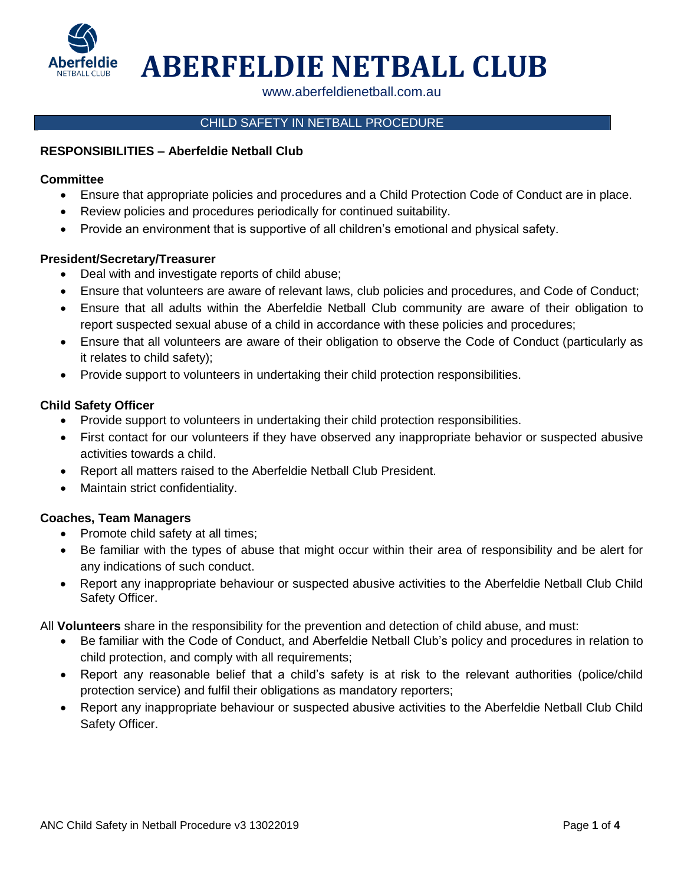# ABERFELDIE NETBALL CLUB

www.aberfeldienetball.com.au

## CHILD SAFETY IN NETBALL PROCEDURE

**RESPONSIBILITIES – Aberfeldie Netball Club**

**Committee**

- Ensure that appropriate policies and procedures and a Child Protection Code of Conduct are in place.
- Review policies and procedures periodically for continued suitability.
- Provide an environment that is supportive of all children's emotional and physical safety.

**President/Secretary/Treasurer**

- Deal with and investigate reports of child abuse;
- Ensure that volunteers are aware of relevant laws, club policies and procedures, and Code of Conduct;
- Ensure that all adults within the Aberfeldie Netball Club community are aware of their obligation to report suspected sexual abuse of a child in accordance with these policies and procedures;
- Ensure that all volunteers are aware of their obligation to observe the Code of Conduct (particularly as it relates to child safety);
- Provide support to volunteers in undertaking their child protection responsibilities.

**Child Safety Officer**

- Provide support to volunteers in undertaking their child protection responsibilities.
- First contact for our volunteers if they have observed any inappropriate behavior or suspected abusive activities towards a child.
- Report all matters raised to the Aberfeldie Netball Club President.
- Maintain strict confidentiality.

**Coaches, Team Managers**

- Promote child safety at all times;
- Be familiar with the types of abuse that might occur within their area of responsibility and be alert for any indications of such conduct.
- Report any inappropriate behaviour or suspected abusive activities to the Aberfeldie Netball Club Child Safety Officer.

All **Volunteers** share in the responsibility for the prevention and detection of child abuse, and must:

- Be familiar with the Code of Conduct, and Aberfeldie Netball Club's policy and procedures in relation to child protection, and comply with all requirements;
- Report any reasonable belief that a child's safety is at risk to the relevant authorities (police/child protection service) and fulfil their obligations as mandatory reporters;
- Report any inappropriate behaviour or suspected abusive activities to the Aberfeldie Netball Club Child Safety Officer.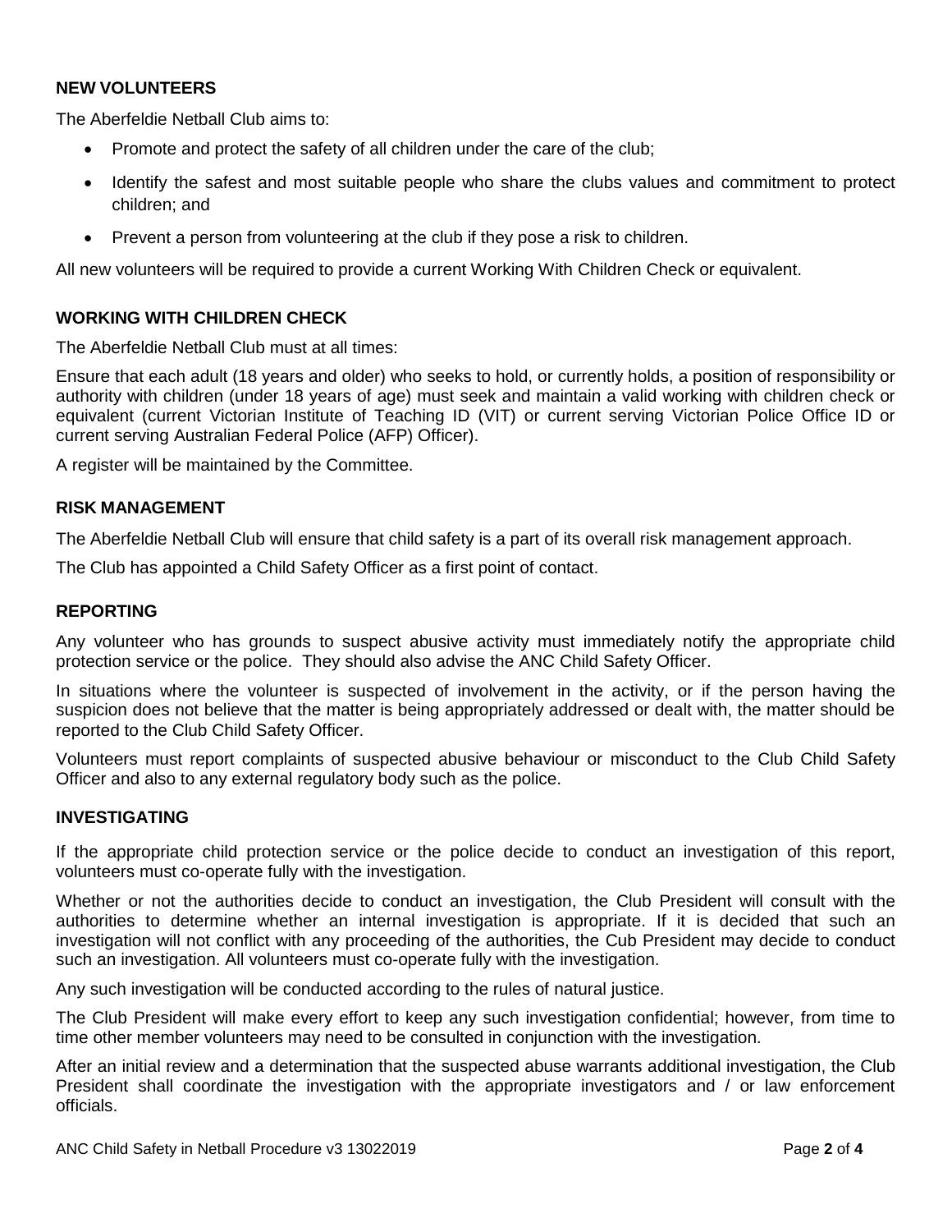## NEW VOLUNTEERS

The Aberfeldie Netball Club aims to:

- Promote and protect the safety of all children under the care of the club;
- Identify the safest and most suitable people who share the clubs values and commitment to protect children; and
- Prevent a person from volunteering at the club if they pose a risk to children.

All new volunteers will be required to provide a current Working With Children Check or equivalent.

## WORKING WITH CHILDREN CHECK

The Aberfeldie Netball Club must at all times:

Ensure that each adult (18 years and older) who seeks to hold, or currently holds, a position of responsibility or authority with children (under 18 years of age) must seek and maintain a valid working with children check or equivalent (current Victorian Institute of Teaching ID (VIT) or current serving Victorian Police Office ID or current serving Australian Federal Police (AFP) Officer).

A register will be maintained by the Committee.

## RISK MANAGEMENT

The Aberfeldie Netball Club will ensure that child safety is a part of its overall risk management approach.

The Club has appointed a Child Safety Officer as a first point of contact.

## REPORTING

Any volunteer who has grounds to suspect abusive activity must immediately notify the appropriate child protection service or the police. They should also advise the ANC Child Safety Officer.

In situations where the volunteer is suspected of involvement in the activity, or if the person having the suspicion does not believe that the matter is being appropriately addressed or dealt with, the matter should be reported to the Club Child Safety Officer.

Volunteers must report complaints of suspected abusive behaviour or misconduct to the Club Child Safety Officer and also to any external regulatory body such as the police.

## INVESTIGATING

If the appropriate child protection service or the police decide to conduct an investigation of this report, volunteers must co-operate fully with the investigation.

Whether or not the authorities decide to conduct an investigation, the Club President will consult with the authorities to determine whether an internal investigation is appropriate. If it is decided that such an investigation will not conflict with any proceeding of the authorities, the Cub President may decide to conduct such an investigation. All volunteers must co-operate fully with the investigation.

Any such investigation will be conducted according to the rules of natural justice.

The Club President will make every effort to keep any such investigation confidential; however, from time to time other member volunteers may need to be consulted in conjunction with the investigation.

After an initial review and a determination that the suspected abuse warrants additional investigation, the Club President shall coordinate the investigation with the appropriate investigators and / or law enforcement officials.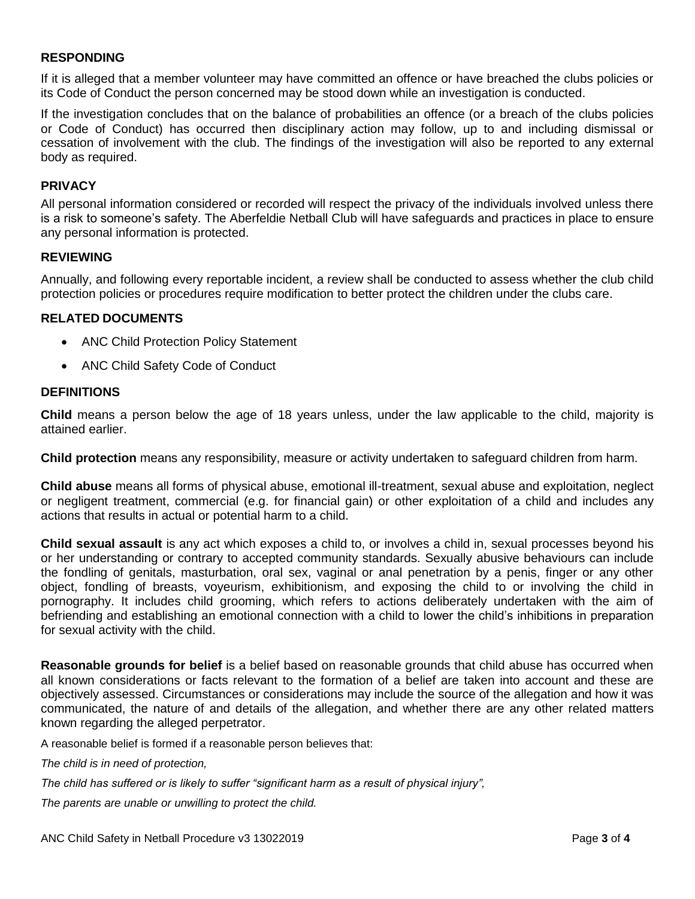## RESPONDING

If it is alleged that a member volunteer may have committed an offence or have breached the clubs policies or its Code of Conduct the person concerned may be stood down while an investigation is conducted.

If the investigation concludes that on the balance of probabilities an offence (or a breach of the clubs policies or Code of Conduct) has occurred then disciplinary action may follow, up to and including dismissal or cessation of involvement with the club. The findings of the investigation will also be reported to any external body as required.

## PRIVACY

All personal information considered or recorded will respect the privacy of the individuals involved unless there is a risk to someone's safety. The Aberfeldie Netball Club will have safeguards and practices in place to ensure any personal information is protected.

## REVIEWING

Annually, and following every reportable incident, a review shall be conducted to assess whether the club child protection policies or procedures require modification to better protect the children under the clubs care.

## RELATED DOCUMENTS

- ANC Child Protection Policy Statement
- ANC Child Safety Code of Conduct

## DEFINITIONS

**Child** means a person below the age of 18 years unless, under the law applicable to the child, majority is attained earlier.

**Child protection** means any responsibility, measure or activity undertaken to safeguard children from harm.

**Child abuse** means all forms of physical abuse, emotional ill-treatment, sexual abuse and exploitation, neglect or negligent treatment, commercial (e.g. for financial gain) or other exploitation of a child and includes any actions that results in actual or potential harm to a child.

**Child sexual assault** is any act which exposes a child to, or involves a child in, sexual processes beyond his or her understanding or contrary to accepted community standards. Sexually abusive behaviours can include the fondling of genitals, masturbation, oral sex, vaginal or anal penetration by a penis, finger or any other object, fondling of breasts, voyeurism, exhibitionism, and exposing the child to or involving the child in pornography. It includes child grooming, which refers to actions deliberately undertaken with the aim of befriending and establishing an emotional connection with a child to lower the child's inhibitions in preparation for sexual activity with the child.

**Reasonable grounds for belief** is a belief based on reasonable grounds that child abuse has occurred when all known considerations or facts relevant to the formation of a belief are taken into account and these are objectively assessed. Circumstances or considerations may include the source of the allegation and how it was communicated, the nature of and details of the allegation, and whether there are any other related matters known regarding the alleged perpetrator.

A reasonable belief is formed if a reasonable person believes that:

*The child is in need of protection,*

*The child has suffered or is likely to suffer "significant harm as a result of physical injury",*

*The parents are unable or unwilling to protect the child.*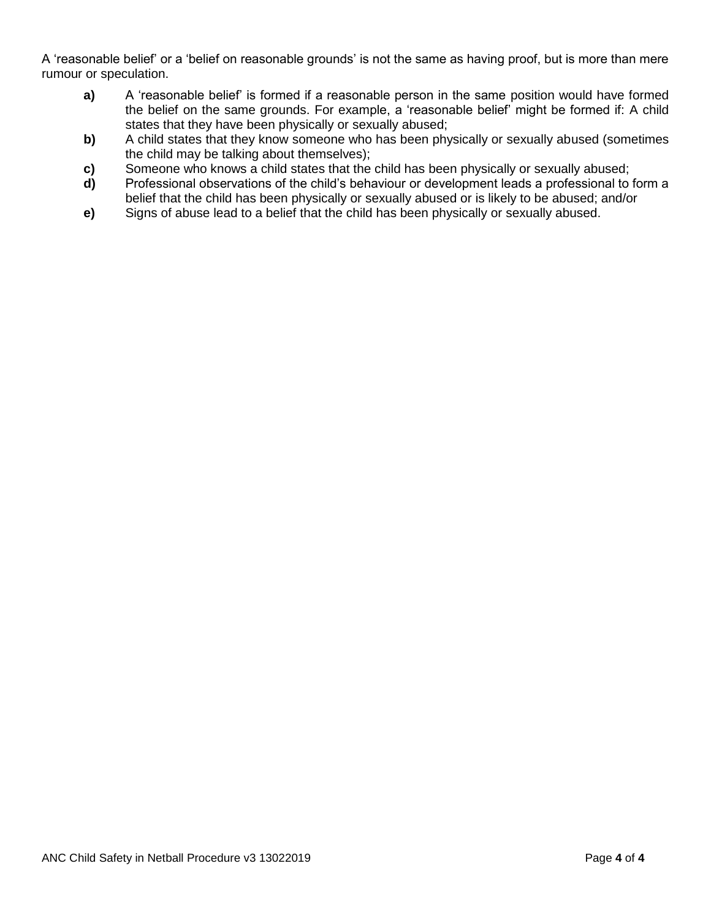A 'reasonable belief' or a 'belief on reasonable grounds' is not the same as having proof, but is more than mere rumour or speculation.

- **a)** A 'reasonable belief' is formed if a reasonable person in the same position would have formed the belief on the same grounds. For example, a 'reasonable belief' might be formed if: A child states that they have been physically or sexually abused;
- **b)** A child states that they know someone who has been physically or sexually abused (sometimes the child may be talking about themselves);
- **c)** Someone who knows a child states that the child has been physically or sexually abused;
- **d)** Professional observations of the child's behaviour or development leads a professional to form a belief that the child has been physically or sexually abused or is likely to be abused; and/or
- **e)** Signs of abuse lead to a belief that the child has been physically or sexually abused.